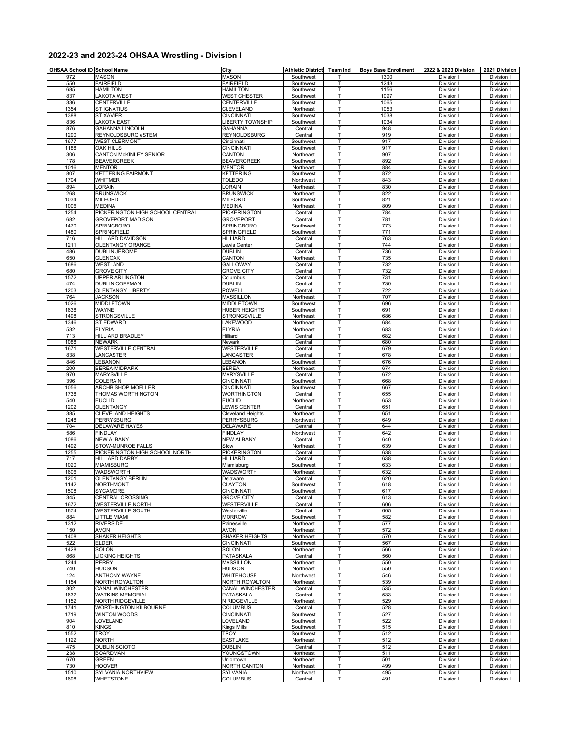## 2022-23 and 2023-24 OHSAA Wrestling - Division I

| OHSAA School ID | School Name | City | Athletic District | Team Ind | Boys Base Enrollment | 2022 & 2023 Division | 2021 Division |
|---|---|---|---|---|---|---|---|
| 972 | MASON | MASON | Southwest | T | 1300 | Division I | Division I |
| 550 | FAIRFIELD | FAIRFIELD | Southwest | T | 1243 | Division I | Division I |
| 685 | HAMILTON | HAMILTON | Southwest | T | 1156 | Division I | Division I |
| 837 | LAKOTA WEST | WEST CHESTER | Southwest | T | 1097 | Division I | Division I |
| 336 | CENTERVILLE | CENTERVILLE | Southwest | T | 1065 | Division I | Division I |
| 1354 | ST IGNATIUS | CLEVELAND | Northeast | T | 1053 | Division I | Division I |
| 1388 | ST XAVIER | CINCINNATI | Southwest | T | 1038 | Division I | Division I |
| 836 | LAKOTA EAST | LIBERTY TOWNSHIP | Southwest | T | 1034 | Division I | Division I |
| 876 | GAHANNA LINCOLN | GAHANNA | Central | T | 948 | Division I | Division I |
| 1290 | REYNOLDSBURG eSTEM | REYNOLDSBURG | Central | T | 919 | Division I | Division I |
| 1677 | WEST CLERMONT | Cincinnati | Southwest | T | 917 | Division I | Division I |
| 1188 | OAK HILLS | CINCINNATI | Southwest | T | 917 | Division I | Division I |
| 306 | CANTON McKINLEY SENIOR | CANTON | Northeast | T | 907 | Division I | Division I |
| 178 | BEAVERCREEK | BEAVERCREEK | Southwest | T | 892 | Division I | Division I |
| 1016 | MENTOR | MENTOR | Northeast | T | 884 | Division I | Division I |
| 807 | KETTERING FAIRMONT | KETTERING | Southwest | T | 872 | Division I | Division I |
| 1704 | WHITMER | TOLEDO | Northwest | T | 843 | Division I | Division I |
| 894 | LORAIN | LORAIN | Northeast | T | 830 | Division I | Division I |
| 268 | BRUNSWICK | BRUNSWICK | Northeast | T | 822 | Division I | Division I |
| 1034 | MILFORD | MILFORD | Southwest | T | 821 | Division I | Division I |
| 1006 | MEDINA | MEDINA | Northeast | T | 809 | Division I | Division I |
| 1254 | PICKERINGTON HIGH SCHOOL CENTRAL | PICKERINGTON | Central | T | 784 | Division I | Division I |
| 682 | GROVEPORT MADISON | GROVEPORT | Central | T | 781 | Division I | Division I |
| 1470 | SPRINGBORO | SPRINGBORO | Southwest | T | 773 | Division I | Division I |
| 1480 | SPRINGFIELD | SPRINGFIELD | Southwest | T | 771 | Division I | Division I |
| 716 | HILLIARD DAVIDSON | HILLIARD | Central | T | 763 | Division I | Division I |
| 1211 | OLENTANGY ORANGE | Lewis Center | Central | T | 744 | Division I | Division I |
| 486 | DUBLIN JEROME | DUBLIN | Central | T | 736 | Division I | Division I |
| 650 | GLENOAK | CANTON | Northeast | T | 735 | Division I | Division I |
| 1686 | WESTLAND | GALLOWAY | Central | T | 732 | Division I | Division I |
| 680 | GROVE CITY | GROVE CITY | Central | T | 732 | Division I | Division I |
| 1572 | UPPER ARLINGTON | Columbus | Central | T | 731 | Division I | Division I |
| 474 | DUBLIN COFFMAN | DUBLIN | Central | T | 730 | Division I | Division I |
| 1203 | OLENTANGY LIBERTY | POWELL | Central | T | 722 | Division I | Division I |
| 764 | JACKSON | MASSILLON | Northeast | T | 707 | Division I | Division I |
| 1026 | MIDDLETOWN | MIDDLETOWN | Southwest | T | 696 | Division I | Division I |
| 1638 | WAYNE | HUBER HEIGHTS | Southwest | T | 691 | Division I | Division I |
| 1498 | STRONGSVILLE | STRONGSVILLE | Northeast | T | 686 | Division I | Division I |
| 1346 | ST EDWARD | LAKEWOOD | Northeast | T | 684 | Division I | Division I |
| 532 | ELYRIA | ELYRIA | Northeast | T | 683 | Division I | Division I |
| 713 | HILLIARD BRADLEY | Hilliard | Central | T | 682 | Division I | Division I |
| 1088 | NEWARK | Newark | Central | T | 680 | Division I | Division I |
| 1671 | WESTERVILLE CENTRAL | WESTERVILLE | Central | T | 679 | Division I | Division I |
| 838 | LANCASTER | LANCASTER | Central | T | 678 | Division I | Division I |
| 846 | LEBANON | LEBANON | Southwest | T | 676 | Division I | Division I |
| 200 | BEREA-MIDPARK | BEREA | Northeast | T | 674 | Division I | Division I |
| 970 | MARYSVILLE | MARYSVILLE | Central | T | 672 | Division I | Division I |
| 396 | COLERAIN | CINCINNATI | Southwest | T | 668 | Division I | Division I |
| 1056 | ARCHBISHOP MOELLER | CINCINNATI | Southwest | T | 667 | Division I | Division I |
| 1738 | THOMAS WORTHINGTON | WORTHINGTON | Central | T | 655 | Division I | Division I |
| 540 | EUCLID | EUCLID | Northeast | T | 653 | Division I | Division I |
| 1202 | OLENTANGY | LEWIS CENTER | Central | T | 651 | Division I | Division I |
| 385 | CLEVELAND HEIGHTS | Cleveland Heights | Northeast | T | 651 | Division I | Division I |
| 1248 | PERRYSBURG | PERRYSBURG | Northwest | T | 649 | Division I | Division I |
| 704 | DELAWARE HAYES | DELAWARE | Central | T | 644 | Division I | Division I |
| 586 | FINDLAY | FINDLAY | Northwest | T | 642 | Division I | Division I |
| 1086 | NEW ALBANY | NEW ALBANY | Central | T | 640 | Division I | Division I |
| 1492 | STOW-MUNROE FALLS | Stow | Northeast | T | 639 | Division I | Division I |
| 1255 | PICKERINGTON HIGH SCHOOL NORTH | PICKERINGTON | Central | T | 638 | Division I | Division I |
| 717 | HILLIARD DARBY | HILLIARD | Central | T | 638 | Division I | Division I |
| 1020 | MIAMISBURG | Miamisburg | Southwest | T | 633 | Division I | Division I |
| 1606 | WADSWORTH | WADSWORTH | Northeast | T | 632 | Division I | Division I |
| 1201 | OLENTANGY BERLIN | Delaware | Central | T | 620 | Division I | Division I |
| 1142 | NORTHMONT | CLAYTON | Southwest | T | 618 | Division I | Division I |
| 1508 | SYCAMORE | CINCINNATI | Southwest | T | 617 | Division I | Division I |
| 345 | CENTRAL CROSSING | GROVE CITY | Central | T | 613 | Division I | Division I |
| 1672 | WESTERVILLE NORTH | WESTERVILLE | Central | T | 606 | Division I | Division I |
| 1674 | WESTERVILLE SOUTH | Westerville | Central | T | 605 | Division I | Division I |
| 884 | LITTLE MIAMI | MORROW | Southwest | T | 582 | Division I | Division I |
| 1312 | RIVERSIDE | Painesville | Northeast | T | 577 | Division I | Division I |
| 150 | AVON | AVON | Northeast | T | 572 | Division I | Division I |
| 1408 | SHAKER HEIGHTS | SHAKER HEIGHTS | Northeast | T | 570 | Division I | Division I |
| 522 | ELDER | CINCINNATI | Southwest | T | 567 | Division I | Division I |
| 1428 | SOLON | SOLON | Northeast | T | 566 | Division I | Division I |
| 868 | LICKING HEIGHTS | PATASKALA | Central | T | 560 | Division I | Division I |
| 1244 | PERRY | MASSILLON | Northeast | T | 550 | Division I | Division I |
| 740 | HUDSON | HUDSON | Northeast | T | 550 | Division I | Division I |
| 124 | ANTHONY WAYNE | WHITEHOUSE | Northwest | T | 546 | Division I | Division I |
| 1154 | NORTH ROYALTON | NORTH ROYALTON | Northeast | T | 539 | Division I | Division I |
| 302 | CANAL WINCHESTER | CANAL WINCHESTER | Central | T | 535 | Division I | Division I |
| 1632 | WATKINS MEMORIAL | PATASKALA | Central | T | 533 | Division I | Division I |
| 1152 | NORTH RIDGEVILLE | N RIDGEVILLE | Northeast | T | 529 | Division I | Division I |
| 1741 | WORTHINGTON KILBOURNE | COLUMBUS | Central | T | 528 | Division I | Division I |
| 1719 | WINTON WOODS | CINCINNATI | Southwest | T | 527 | Division I | Division I |
| 904 | LOVELAND | LOVELAND | Southwest | T | 522 | Division I | Division I |
| 810 | KINGS | Kings Mills | Southwest | T | 515 | Division I | Division I |
| 1552 | TROY | TROY | Southwest | T | 512 | Division I | Division I |
| 1122 | NORTH | EASTLAKE | Northeast | T | 512 | Division I | Division I |
| 475 | DUBLIN SCIOTO | DUBLIN | Central | T | 512 | Division I | Division I |
| 238 | BOARDMAN | YOUNGSTOWN | Northeast | T | 511 | Division I | Division I |
| 670 | GREEN | Uniontown | Northeast | T | 501 | Division I | Division I |
| 730 | HOOVER | NORTH CANTON | Northeast | T | 499 | Division I | Division I |
| 1510 | SYLVANIA NORTHVIEW | SYLVANIA | Northwest | T | 495 | Division I | Division I |
| 1698 | WHETSTONE | COLUMBUS | Central | T | 491 | Division I | Division I |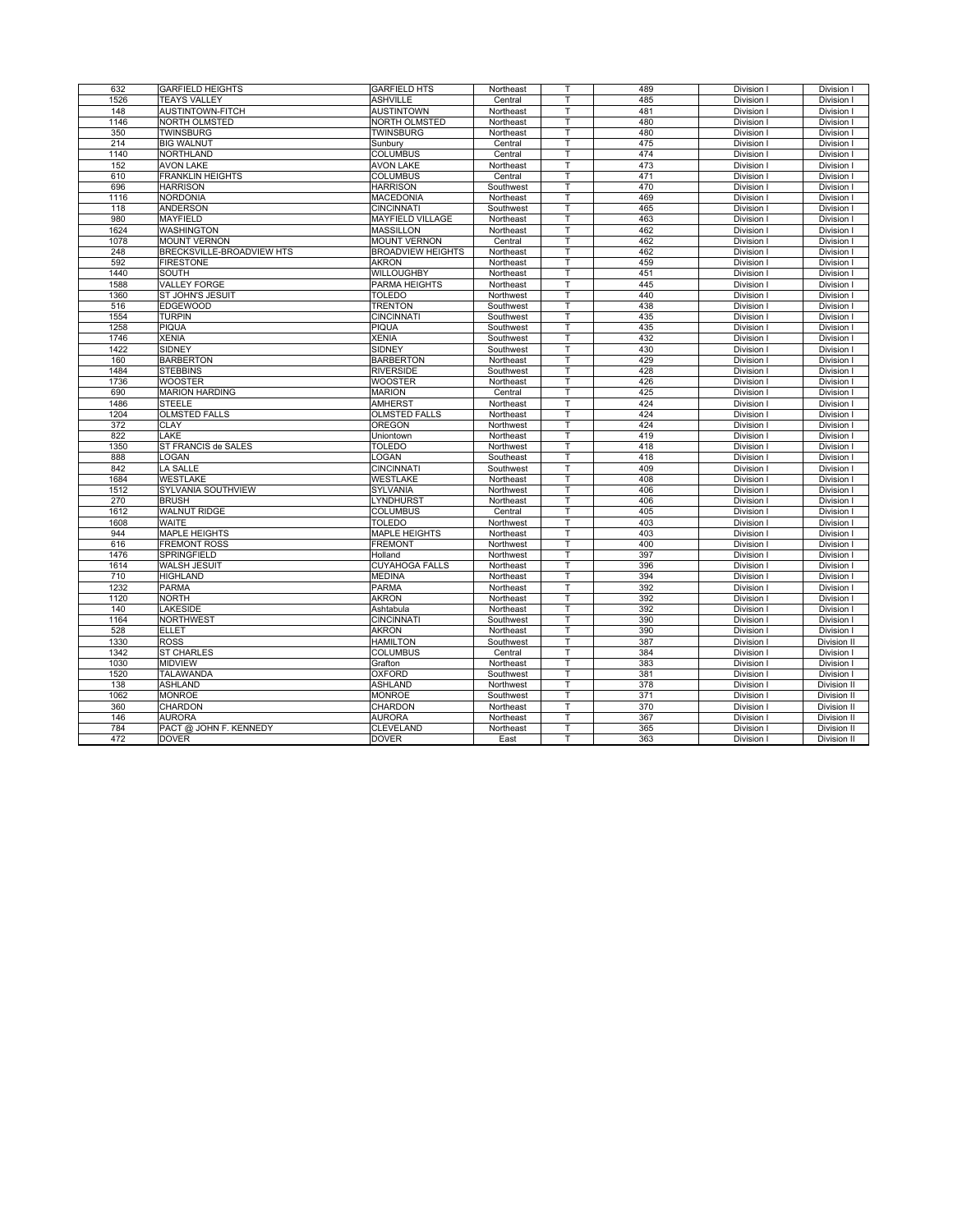| | | | | | | | |
|---|---|---|---|---|---|---|---|
| 632 | GARFIELD HEIGHTS | GARFIELD HTS | Northeast | T | 489 | Division I | Division I |
| 1526 | TEAYS VALLEY | ASHVILLE | Central | T | 485 | Division I | Division I |
| 148 | AUSTINTOWN-FITCH | AUSTINTOWN | Northeast | T | 481 | Division I | Division I |
| 1146 | NORTH OLMSTED | NORTH OLMSTED | Northeast | T | 480 | Division I | Division I |
| 350 | TWINSBURG | TWINSBURG | Northeast | T | 480 | Division I | Division I |
| 214 | BIG WALNUT | Sunbury | Central | T | 475 | Division I | Division I |
| 1140 | NORTHLAND | COLUMBUS | Central | T | 474 | Division I | Division I |
| 152 | AVON LAKE | AVON LAKE | Northeast | T | 473 | Division I | Division I |
| 610 | FRANKLIN HEIGHTS | COLUMBUS | Central | T | 471 | Division I | Division I |
| 696 | HARRISON | HARRISON | Southwest | T | 470 | Division I | Division I |
| 1116 | NORDONIA | MACEDONIA | Northeast | T | 469 | Division I | Division I |
| 118 | ANDERSON | CINCINNATI | Southwest | T | 465 | Division I | Division I |
| 980 | MAYFIELD | MAYFIELD VILLAGE | Northeast | T | 463 | Division I | Division I |
| 1624 | WASHINGTON | MASSILLON | Northeast | T | 462 | Division I | Division I |
| 1078 | MOUNT VERNON | MOUNT VERNON | Central | T | 462 | Division I | Division I |
| 248 | BRECKSVILLE-BROADVIEW HTS | BROADVIEW HEIGHTS | Northeast | T | 462 | Division I | Division I |
| 592 | FIRESTONE | AKRON | Northeast | T | 459 | Division I | Division I |
| 1440 | SOUTH | WILLOUGHBY | Northeast | T | 451 | Division I | Division I |
| 1588 | VALLEY FORGE | PARMA HEIGHTS | Northeast | T | 445 | Division I | Division I |
| 1360 | ST JOHN'S JESUIT | TOLEDO | Northwest | T | 440 | Division I | Division I |
| 516 | EDGEWOOD | TRENTON | Southwest | T | 438 | Division I | Division I |
| 1554 | TURPIN | CINCINNATI | Southwest | T | 435 | Division I | Division I |
| 1258 | PIQUA | PIQUA | Southwest | T | 435 | Division I | Division I |
| 1746 | XENIA | XENIA | Southwest | T | 432 | Division I | Division I |
| 1422 | SIDNEY | SIDNEY | Southwest | T | 430 | Division I | Division I |
| 160 | BARBERTON | BARBERTON | Northeast | T | 429 | Division I | Division I |
| 1484 | STEBBINS | RIVERSIDE | Southwest | T | 428 | Division I | Division I |
| 1736 | WOOSTER | WOOSTER | Northeast | T | 426 | Division I | Division I |
| 690 | MARION HARDING | MARION | Central | T | 425 | Division I | Division I |
| 1486 | STEELE | AMHERST | Northeast | T | 424 | Division I | Division I |
| 1204 | OLMSTED FALLS | OLMSTED FALLS | Northeast | T | 424 | Division I | Division I |
| 372 | CLAY | OREGON | Northwest | T | 424 | Division I | Division I |
| 822 | LAKE | Uniontown | Northeast | T | 419 | Division I | Division I |
| 1350 | ST FRANCIS de SALES | TOLEDO | Northwest | T | 418 | Division I | Division I |
| 888 | LOGAN | LOGAN | Southeast | T | 418 | Division I | Division I |
| 842 | LA SALLE | CINCINNATI | Southwest | T | 409 | Division I | Division I |
| 1684 | WESTLAKE | WESTLAKE | Northeast | T | 408 | Division I | Division I |
| 1512 | SYLVANIA SOUTHVIEW | SYLVANIA | Northwest | T | 406 | Division I | Division I |
| 270 | BRUSH | LYNDHURST | Northeast | T | 406 | Division I | Division I |
| 1612 | WALNUT RIDGE | COLUMBUS | Central | T | 405 | Division I | Division I |
| 1608 | WAITE | TOLEDO | Northwest | T | 403 | Division I | Division I |
| 944 | MAPLE HEIGHTS | MAPLE HEIGHTS | Northeast | T | 403 | Division I | Division I |
| 616 | FREMONT ROSS | FREMONT | Northwest | T | 400 | Division I | Division I |
| 1476 | SPRINGFIELD | Holland | Northwest | T | 397 | Division I | Division I |
| 1614 | WALSH JESUIT | CUYAHOGA FALLS | Northeast | T | 396 | Division I | Division I |
| 710 | HIGHLAND | MEDINA | Northeast | T | 394 | Division I | Division I |
| 1232 | PARMA | PARMA | Northeast | T | 392 | Division I | Division I |
| 1120 | NORTH | AKRON | Northeast | T | 392 | Division I | Division I |
| 140 | LAKESIDE | Ashtabula | Northeast | T | 392 | Division I | Division I |
| 1164 | NORTHWEST | CINCINNATI | Southwest | T | 390 | Division I | Division I |
| 528 | ELLET | AKRON | Northeast | T | 390 | Division I | Division I |
| 1330 | ROSS | HAMILTON | Southwest | T | 387 | Division I | Division II |
| 1342 | ST CHARLES | COLUMBUS | Central | T | 384 | Division I | Division I |
| 1030 | MIDVIEW | Grafton | Northeast | T | 383 | Division I | Division I |
| 1520 | TALAWANDA | OXFORD | Southwest | T | 381 | Division I | Division I |
| 138 | ASHLAND | ASHLAND | Northwest | T | 378 | Division I | Division II |
| 1062 | MONROE | MONROE | Southwest | T | 371 | Division I | Division II |
| 360 | CHARDON | CHARDON | Northeast | T | 370 | Division I | Division II |
| 146 | AURORA | AURORA | Northeast | T | 367 | Division I | Division II |
| 784 | PACT @ JOHN F. KENNEDY | CLEVELAND | Northeast | T | 365 | Division I | Division II |
| 472 | DOVER | DOVER | East | T | 363 | Division I | Division II |